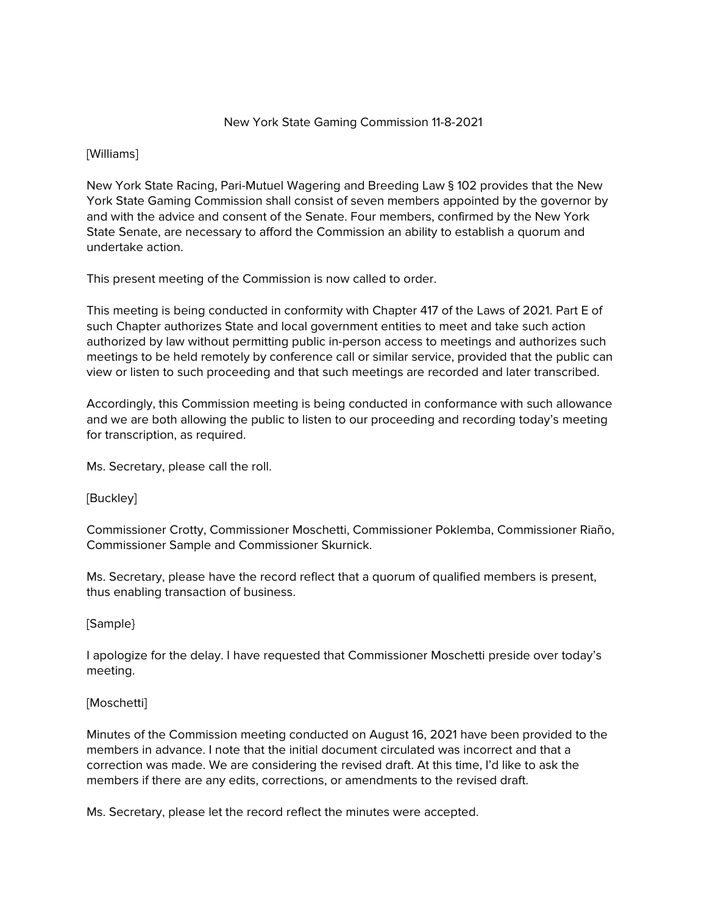New York State Gaming Commission 11-8-2021

[Williams]

New York State Racing, Pari-Mutuel Wagering and Breeding Law § 102 provides that the New York State Gaming Commission shall consist of seven members appointed by the governor by and with the advice and consent of the Senate. Four members, confirmed by the New York State Senate, are necessary to afford the Commission an ability to establish a quorum and undertake action.

This present meeting of the Commission is now called to order.

This meeting is being conducted in conformity with Chapter 417 of the Laws of 2021. Part E of such Chapter authorizes State and local government entities to meet and take such action authorized by law without permitting public in-person access to meetings and authorizes such meetings to be held remotely by conference call or similar service, provided that the public can view or listen to such proceeding and that such meetings are recorded and later transcribed.

Accordingly, this Commission meeting is being conducted in conformance with such allowance and we are both allowing the public to listen to our proceeding and recording today's meeting for transcription, as required.

Ms. Secretary, please call the roll.

[Buckley]

Commissioner Crotty, Commissioner Moschetti, Commissioner Poklemba, Commissioner Riaño, Commissioner Sample and Commissioner Skurnick.

Ms. Secretary, please have the record reflect that a quorum of qualified members is present, thus enabling transaction of business.

[Sample}

I apologize for the delay. I have requested that Commissioner Moschetti preside over today's meeting.

[Moschetti]

Minutes of the Commission meeting conducted on August 16, 2021 have been provided to the members in advance. I note that the initial document circulated was incorrect and that a correction was made. We are considering the revised draft. At this time, I'd like to ask the members if there are any edits, corrections, or amendments to the revised draft.

Ms. Secretary, please let the record reflect the minutes were accepted.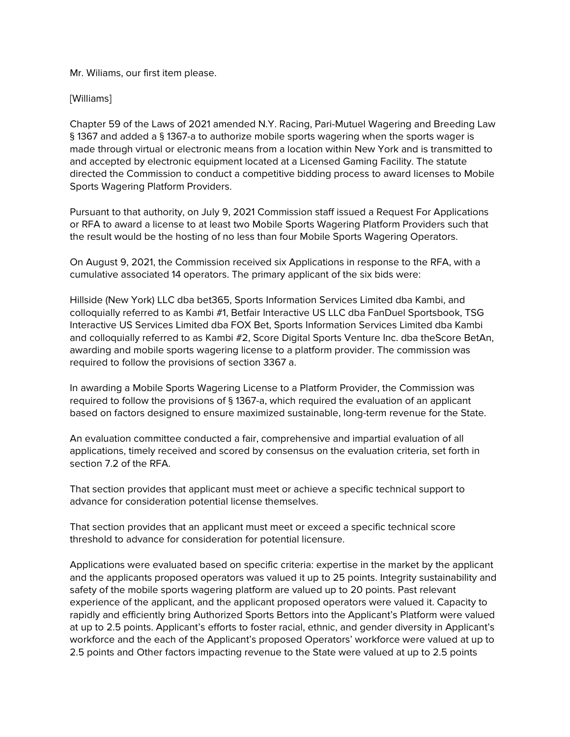Mr. Wiliams, our first item please.

[Williams]

Chapter 59 of the Laws of 2021 amended N.Y. Racing, Pari-Mutuel Wagering and Breeding Law § 1367 and added a § 1367-a to authorize mobile sports wagering when the sports wager is made through virtual or electronic means from a location within New York and is transmitted to and accepted by electronic equipment located at a Licensed Gaming Facility. The statute directed the Commission to conduct a competitive bidding process to award licenses to Mobile Sports Wagering Platform Providers.

Pursuant to that authority, on July 9, 2021 Commission staff issued a Request For Applications or RFA to award a license to at least two Mobile Sports Wagering Platform Providers such that the result would be the hosting of no less than four Mobile Sports Wagering Operators.

On August 9, 2021, the Commission received six Applications in response to the RFA, with a cumulative associated 14 operators. The primary applicant of the six bids were:

Hillside (New York) LLC dba bet365, Sports Information Services Limited dba Kambi, and colloquially referred to as Kambi #1, Betfair Interactive US LLC dba FanDuel Sportsbook, TSG Interactive US Services Limited dba FOX Bet, Sports Information Services Limited dba Kambi and colloquially referred to as Kambi #2, Score Digital Sports Venture Inc. dba theScore BetAn, awarding and mobile sports wagering license to a platform provider. The commission was required to follow the provisions of section 3367 a.

In awarding a Mobile Sports Wagering License to a Platform Provider, the Commission was required to follow the provisions of § 1367-a, which required the evaluation of an applicant based on factors designed to ensure maximized sustainable, long-term revenue for the State.

An evaluation committee conducted a fair, comprehensive and impartial evaluation of all applications, timely received and scored by consensus on the evaluation criteria, set forth in section 7.2 of the RFA.

That section provides that applicant must meet or achieve a specific technical support to advance for consideration potential license themselves.

That section provides that an applicant must meet or exceed a specific technical score threshold to advance for consideration for potential licensure.

Applications were evaluated based on specific criteria: expertise in the market by the applicant and the applicants proposed operators was valued it up to 25 points. Integrity sustainability and safety of the mobile sports wagering platform are valued up to 20 points. Past relevant experience of the applicant, and the applicant proposed operators were valued it. Capacity to rapidly and efficiently bring Authorized Sports Bettors into the Applicant's Platform were valued at up to 2.5 points. Applicant's efforts to foster racial, ethnic, and gender diversity in Applicant's workforce and the each of the Applicant's proposed Operators' workforce were valued at up to 2.5 points and Other factors impacting revenue to the State were valued at up to 2.5 points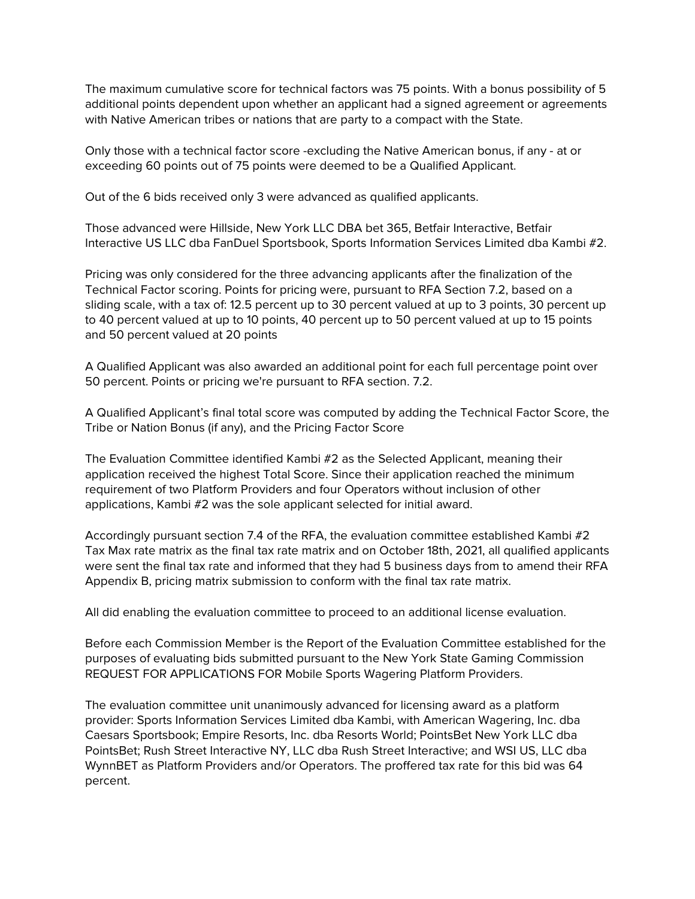The maximum cumulative score for technical factors was 75 points. With a bonus possibility of 5 additional points dependent upon whether an applicant had a signed agreement or agreements with Native American tribes or nations that are party to a compact with the State.

Only those with a technical factor score -excluding the Native American bonus, if any - at or exceeding 60 points out of 75 points were deemed to be a Qualified Applicant.

Out of the 6 bids received only 3 were advanced as qualified applicants.

Those advanced were Hillside, New York LLC DBA bet 365, Betfair Interactive, Betfair Interactive US LLC dba FanDuel Sportsbook, Sports Information Services Limited dba Kambi #2.

Pricing was only considered for the three advancing applicants after the finalization of the Technical Factor scoring. Points for pricing were, pursuant to RFA Section 7.2, based on a sliding scale, with a tax of: 12.5 percent up to 30 percent valued at up to 3 points, 30 percent up to 40 percent valued at up to 10 points, 40 percent up to 50 percent valued at up to 15 points and 50 percent valued at 20 points

A Qualified Applicant was also awarded an additional point for each full percentage point over 50 percent. Points or pricing we're pursuant to RFA section. 7.2.

A Qualified Applicant's final total score was computed by adding the Technical Factor Score, the Tribe or Nation Bonus (if any), and the Pricing Factor Score

The Evaluation Committee identified Kambi #2 as the Selected Applicant, meaning their application received the highest Total Score. Since their application reached the minimum requirement of two Platform Providers and four Operators without inclusion of other applications, Kambi #2 was the sole applicant selected for initial award.

Accordingly pursuant section 7.4 of the RFA, the evaluation committee established Kambi #2 Tax Max rate matrix as the final tax rate matrix and on October 18th, 2021, all qualified applicants were sent the final tax rate and informed that they had 5 business days from to amend their RFA Appendix B, pricing matrix submission to conform with the final tax rate matrix.

All did enabling the evaluation committee to proceed to an additional license evaluation.

Before each Commission Member is the Report of the Evaluation Committee established for the purposes of evaluating bids submitted pursuant to the New York State Gaming Commission REQUEST FOR APPLICATIONS FOR Mobile Sports Wagering Platform Providers.

The evaluation committee unit unanimously advanced for licensing award as a platform provider: Sports Information Services Limited dba Kambi, with American Wagering, Inc. dba Caesars Sportsbook; Empire Resorts, Inc. dba Resorts World; PointsBet New York LLC dba PointsBet; Rush Street Interactive NY, LLC dba Rush Street Interactive; and WSI US, LLC dba WynnBET as Platform Providers and/or Operators. The proffered tax rate for this bid was 64 percent.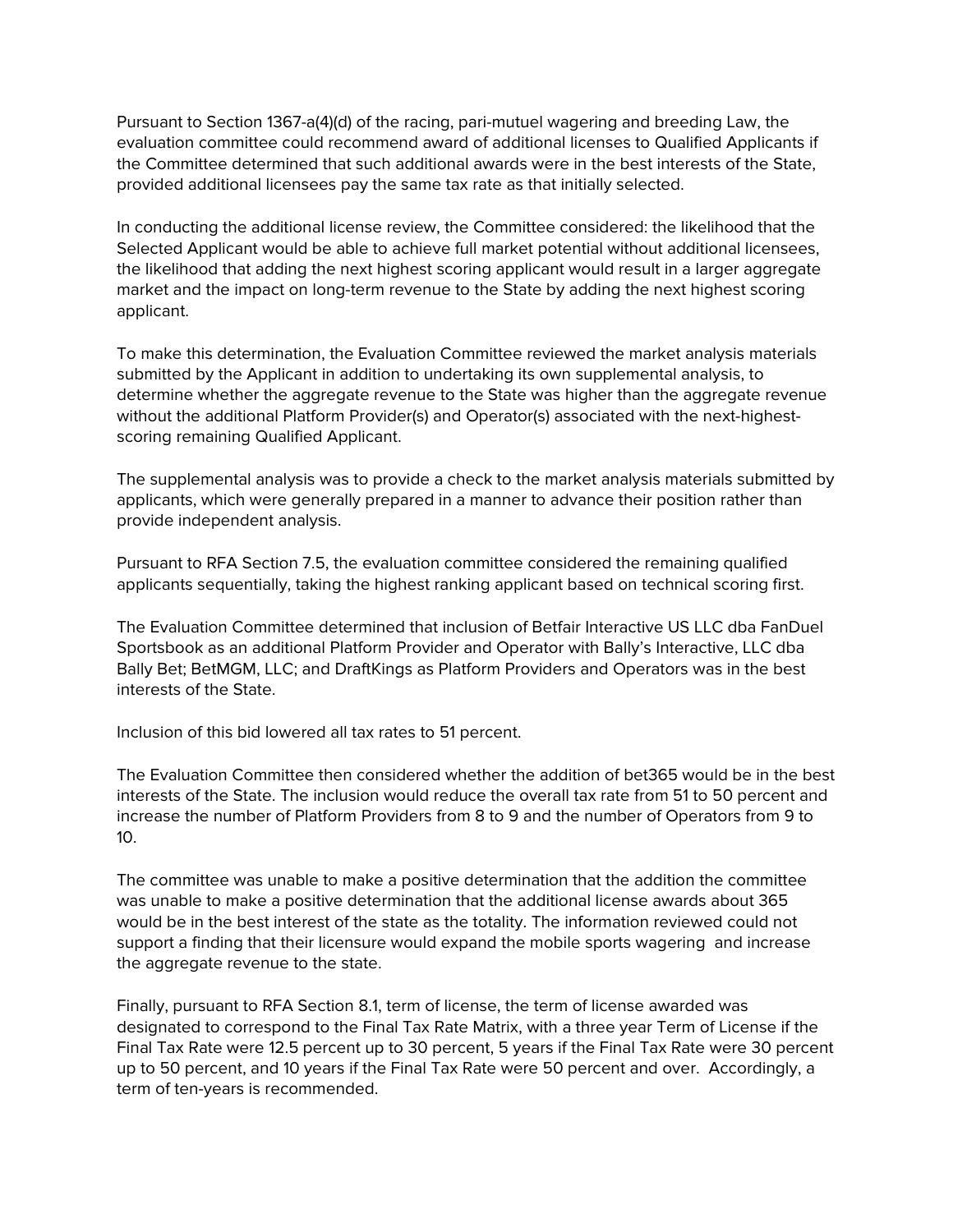Pursuant to Section 1367-a(4)(d) of the racing, pari-mutuel wagering and breeding Law, the evaluation committee could recommend award of additional licenses to Qualified Applicants if the Committee determined that such additional awards were in the best interests of the State, provided additional licensees pay the same tax rate as that initially selected.

In conducting the additional license review, the Committee considered: the likelihood that the Selected Applicant would be able to achieve full market potential without additional licensees, the likelihood that adding the next highest scoring applicant would result in a larger aggregate market and the impact on long-term revenue to the State by adding the next highest scoring applicant.

To make this determination, the Evaluation Committee reviewed the market analysis materials submitted by the Applicant in addition to undertaking its own supplemental analysis, to determine whether the aggregate revenue to the State was higher than the aggregate revenue without the additional Platform Provider(s) and Operator(s) associated with the next-highest-scoring remaining Qualified Applicant.

The supplemental analysis was to provide a check to the market analysis materials submitted by applicants, which were generally prepared in a manner to advance their position rather than provide independent analysis.

Pursuant to RFA Section 7.5, the evaluation committee considered the remaining qualified applicants sequentially, taking the highest ranking applicant based on technical scoring first.

The Evaluation Committee determined that inclusion of Betfair Interactive US LLC dba FanDuel Sportsbook as an additional Platform Provider and Operator with Bally's Interactive, LLC dba Bally Bet; BetMGM, LLC; and DraftKings as Platform Providers and Operators was in the best interests of the State.

Inclusion of this bid lowered all tax rates to 51 percent.

The Evaluation Committee then considered whether the addition of bet365 would be in the best interests of the State. The inclusion would reduce the overall tax rate from 51 to 50 percent and increase the number of Platform Providers from 8 to 9 and the number of Operators from 9 to 10.

The committee was unable to make a positive determination that the addition the committee was unable to make a positive determination that the additional license awards about 365 would be in the best interest of the state as the totality. The information reviewed could not support a finding that their licensure would expand the mobile sports wagering and increase the aggregate revenue to the state.

Finally, pursuant to RFA Section 8.1, term of license, the term of license awarded was designated to correspond to the Final Tax Rate Matrix, with a three year Term of License if the Final Tax Rate were 12.5 percent up to 30 percent, 5 years if the Final Tax Rate were 30 percent up to 50 percent, and 10 years if the Final Tax Rate were 50 percent and over. Accordingly, a term of ten-years is recommended.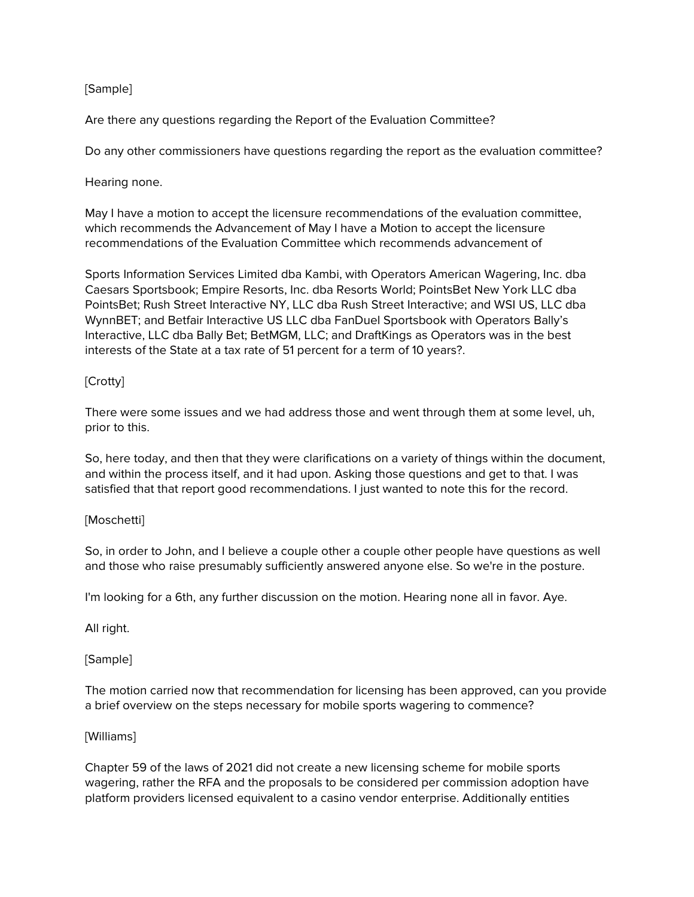[Sample]

Are there any questions regarding the Report of the Evaluation Committee?

Do any other commissioners have questions regarding the report as the evaluation committee?

Hearing none.

May I have a motion to accept the licensure recommendations of the evaluation committee, which recommends the Advancement of May I have a Motion to accept the licensure recommendations of the Evaluation Committee which recommends advancement of

Sports Information Services Limited dba Kambi, with Operators American Wagering, Inc. dba Caesars Sportsbook; Empire Resorts, Inc. dba Resorts World; PointsBet New York LLC dba PointsBet; Rush Street Interactive NY, LLC dba Rush Street Interactive; and WSI US, LLC dba WynnBET; and Betfair Interactive US LLC dba FanDuel Sportsbook with Operators Bally's Interactive, LLC dba Bally Bet; BetMGM, LLC; and DraftKings as Operators was in the best interests of the State at a tax rate of 51 percent for a term of 10 years?.

[Crotty]

There were some issues and we had address those and went through them at some level, uh, prior to this.

So, here today, and then that they were clarifications on a variety of things within the document, and within the process itself, and it had upon. Asking those questions and get to that. I was satisfied that that report good recommendations. I just wanted to note this for the record.

[Moschetti]

So, in order to John, and I believe a couple other a couple other people have questions as well and those who raise presumably sufficiently answered anyone else. So we're in the posture.

I'm looking for a 6th, any further discussion on the motion. Hearing none all in favor. Aye.

All right.

[Sample]

The motion carried now that recommendation for licensing has been approved, can you provide a brief overview on the steps necessary for mobile sports wagering to commence?

[Williams]

Chapter 59 of the laws of 2021 did not create a new licensing scheme for mobile sports wagering, rather the RFA and the proposals to be considered per commission adoption have platform providers licensed equivalent to a casino vendor enterprise. Additionally entities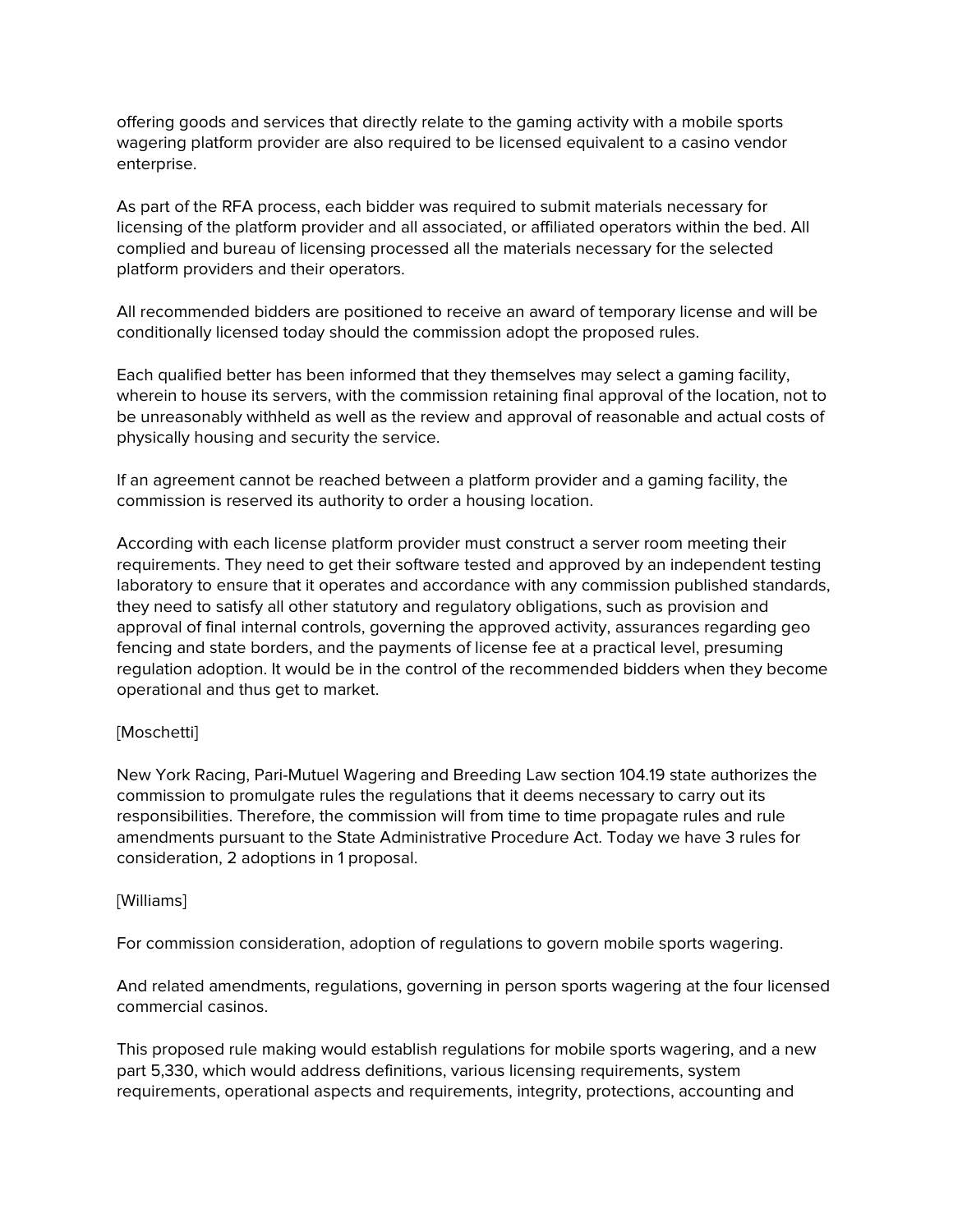offering goods and services that directly relate to the gaming activity with a mobile sports wagering platform provider are also required to be licensed equivalent to a casino vendor enterprise.

As part of the RFA process, each bidder was required to submit materials necessary for licensing of the platform provider and all associated, or affiliated operators within the bed. All complied and bureau of licensing processed all the materials necessary for the selected platform providers and their operators.

All recommended bidders are positioned to receive an award of temporary license and will be conditionally licensed today should the commission adopt the proposed rules.

Each qualified better has been informed that they themselves may select a gaming facility, wherein to house its servers, with the commission retaining final approval of the location, not to be unreasonably withheld as well as the review and approval of reasonable and actual costs of physically housing and security the service.

If an agreement cannot be reached between a platform provider and a gaming facility, the commission is reserved its authority to order a housing location.

According with each license platform provider must construct a server room meeting their requirements. They need to get their software tested and approved by an independent testing laboratory to ensure that it operates and accordance with any commission published standards, they need to satisfy all other statutory and regulatory obligations, such as provision and approval of final internal controls, governing the approved activity, assurances regarding geo fencing and state borders, and the payments of license fee at a practical level, presuming regulation adoption. It would be in the control of the recommended bidders when they become operational and thus get to market.

[Moschetti]

New York Racing, Pari-Mutuel Wagering and Breeding Law section 104.19 state authorizes the commission to promulgate rules the regulations that it deems necessary to carry out its responsibilities. Therefore, the commission will from time to time propagate rules and rule amendments pursuant to the State Administrative Procedure Act. Today we have 3 rules for consideration, 2 adoptions in 1 proposal.

[Williams]

For commission consideration, adoption of regulations to govern mobile sports wagering.

And related amendments, regulations, governing in person sports wagering at the four licensed commercial casinos.

This proposed rule making would establish regulations for mobile sports wagering, and a new part 5,330, which would address definitions, various licensing requirements, system requirements, operational aspects and requirements, integrity, protections, accounting and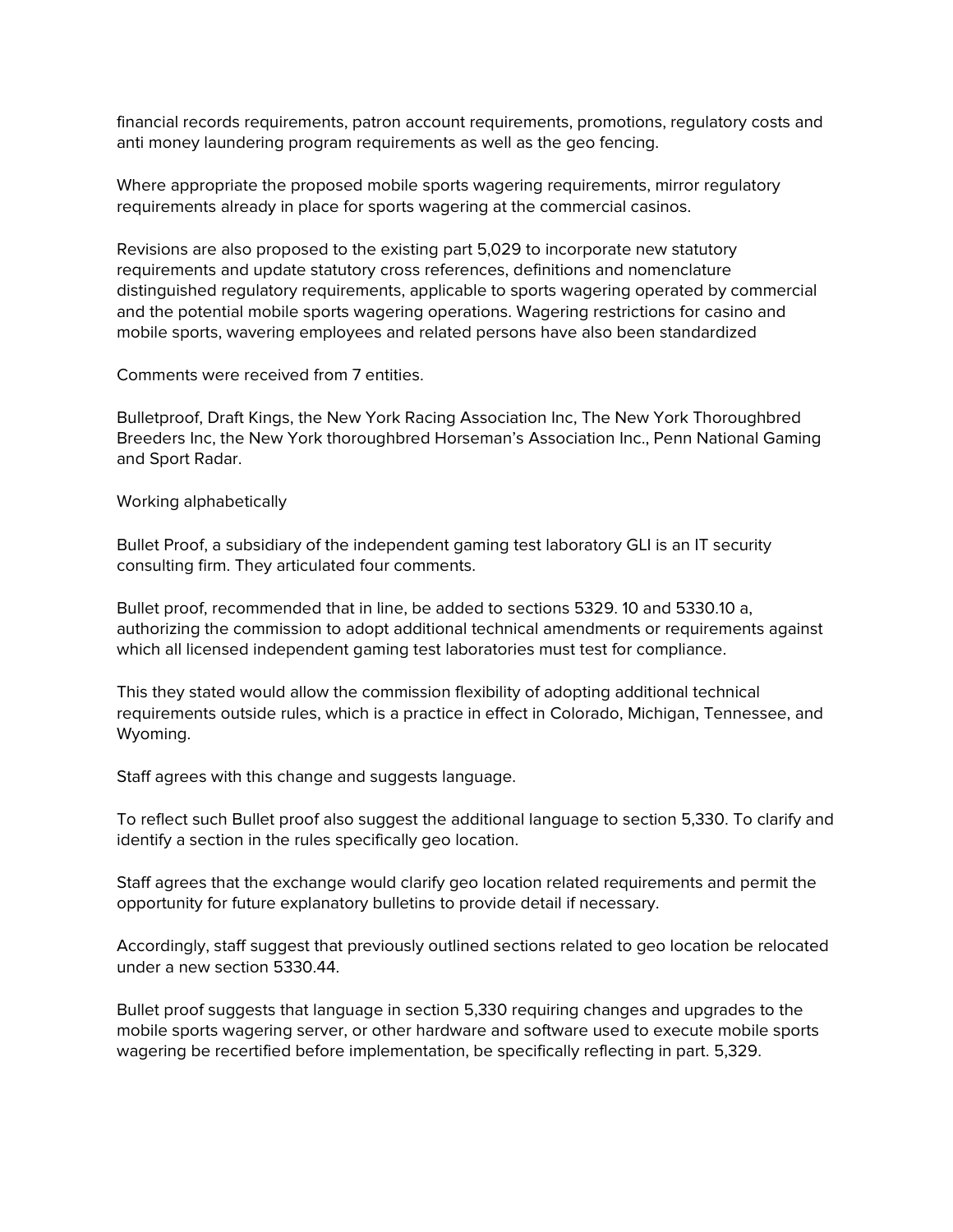financial records requirements, patron account requirements, promotions, regulatory costs and anti money laundering program requirements as well as the geo fencing.

Where appropriate the proposed mobile sports wagering requirements, mirror regulatory requirements already in place for sports wagering at the commercial casinos.

Revisions are also proposed to the existing part 5,029 to incorporate new statutory requirements and update statutory cross references, definitions and nomenclature distinguished regulatory requirements, applicable to sports wagering operated by commercial and the potential mobile sports wagering operations. Wagering restrictions for casino and mobile sports, wavering employees and related persons have also been standardized

Comments were received from 7 entities.

Bulletproof, Draft Kings, the New York Racing Association Inc, The New York Thoroughbred Breeders Inc, the New York thoroughbred Horseman's Association Inc., Penn National Gaming and Sport Radar.

Working alphabetically

Bullet Proof, a subsidiary of the independent gaming test laboratory GLI is an IT security consulting firm. They articulated four comments.

Bullet proof, recommended that in line, be added to sections 5329. 10 and 5330.10 a, authorizing the commission to adopt additional technical amendments or requirements against which all licensed independent gaming test laboratories must test for compliance.

This they stated would allow the commission flexibility of adopting additional technical requirements outside rules, which is a practice in effect in Colorado, Michigan, Tennessee, and Wyoming.

Staff agrees with this change and suggests language.

To reflect such Bullet proof also suggest the additional language to section 5,330. To clarify and identify a section in the rules specifically geo location.

Staff agrees that the exchange would clarify geo location related requirements and permit the opportunity for future explanatory bulletins to provide detail if necessary.

Accordingly, staff suggest that previously outlined sections related to geo location be relocated under a new section 5330.44.

Bullet proof suggests that language in section 5,330 requiring changes and upgrades to the mobile sports wagering server, or other hardware and software used to execute mobile sports wagering be recertified before implementation, be specifically reflecting in part. 5,329.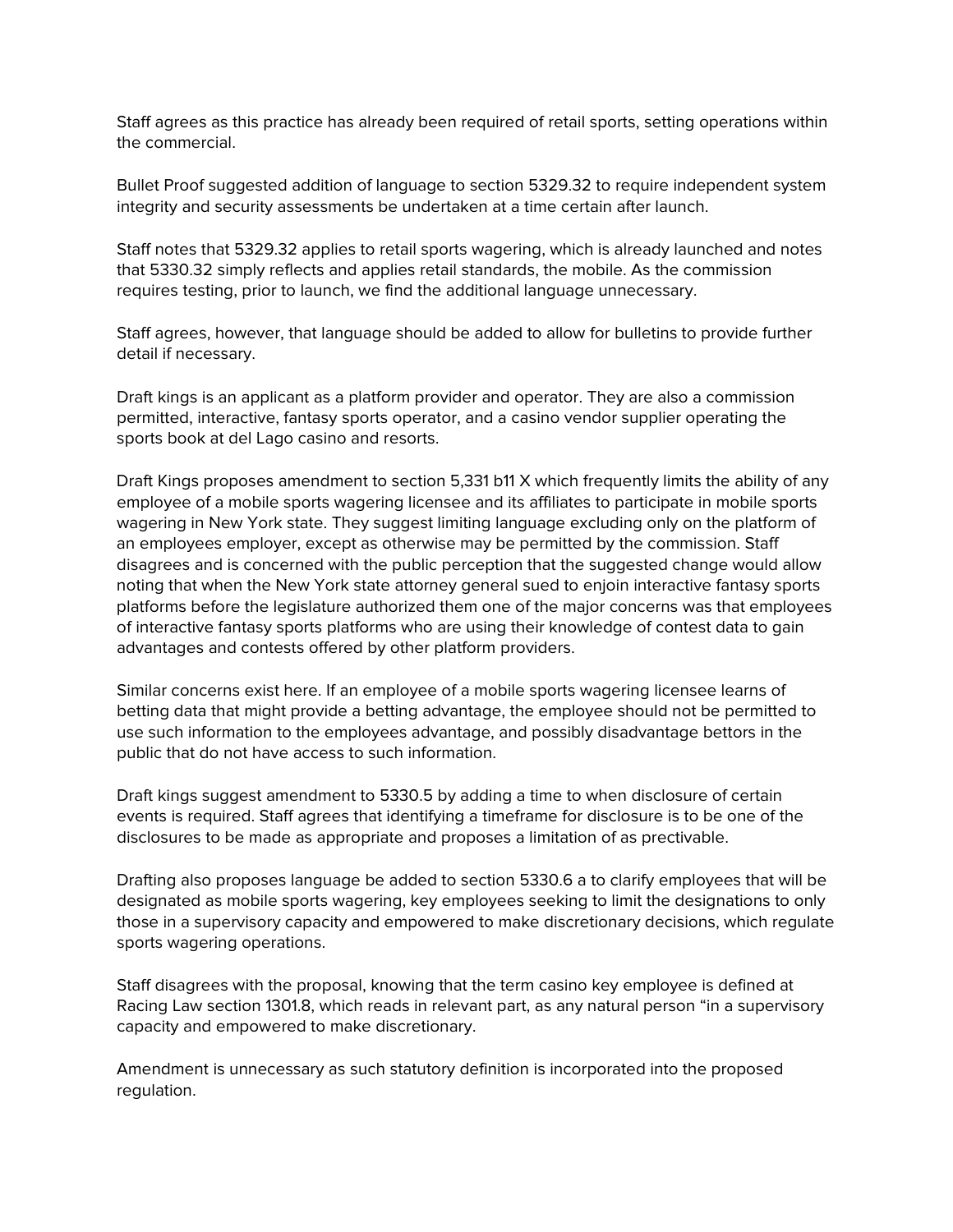Staff agrees as this practice has already been required of retail sports, setting operations within the commercial.

Bullet Proof suggested addition of language to section 5329.32 to require independent system integrity and security assessments be undertaken at a time certain after launch.

Staff notes that 5329.32 applies to retail sports wagering, which is already launched and notes that 5330.32 simply reflects and applies retail standards, the mobile. As the commission requires testing, prior to launch, we find the additional language unnecessary.

Staff agrees, however, that language should be added to allow for bulletins to provide further detail if necessary.

Draft kings is an applicant as a platform provider and operator. They are also a commission permitted, interactive, fantasy sports operator, and a casino vendor supplier operating the sports book at del Lago casino and resorts.

Draft Kings proposes amendment to section 5,331 b11 X which frequently limits the ability of any employee of a mobile sports wagering licensee and its affiliates to participate in mobile sports wagering in New York state. They suggest limiting language excluding only on the platform of an employees employer, except as otherwise may be permitted by the commission. Staff disagrees and is concerned with the public perception that the suggested change would allow noting that when the New York state attorney general sued to enjoin interactive fantasy sports platforms before the legislature authorized them one of the major concerns was that employees of interactive fantasy sports platforms who are using their knowledge of contest data to gain advantages and contests offered by other platform providers.

Similar concerns exist here. If an employee of a mobile sports wagering licensee learns of betting data that might provide a betting advantage, the employee should not be permitted to use such information to the employees advantage, and possibly disadvantage bettors in the public that do not have access to such information.

Draft kings suggest amendment to 5330.5 by adding a time to when disclosure of certain events is required. Staff agrees that identifying a timeframe for disclosure is to be one of the disclosures to be made as appropriate and proposes a limitation of as prectivable.

Drafting also proposes language be added to section 5330.6 a to clarify employees that will be designated as mobile sports wagering, key employees seeking to limit the designations to only those in a supervisory capacity and empowered to make discretionary decisions, which regulate sports wagering operations.

Staff disagrees with the proposal, knowing that the term casino key employee is defined at Racing Law section 1301.8, which reads in relevant part, as any natural person "in a supervisory capacity and empowered to make discretionary.

Amendment is unnecessary as such statutory definition is incorporated into the proposed regulation.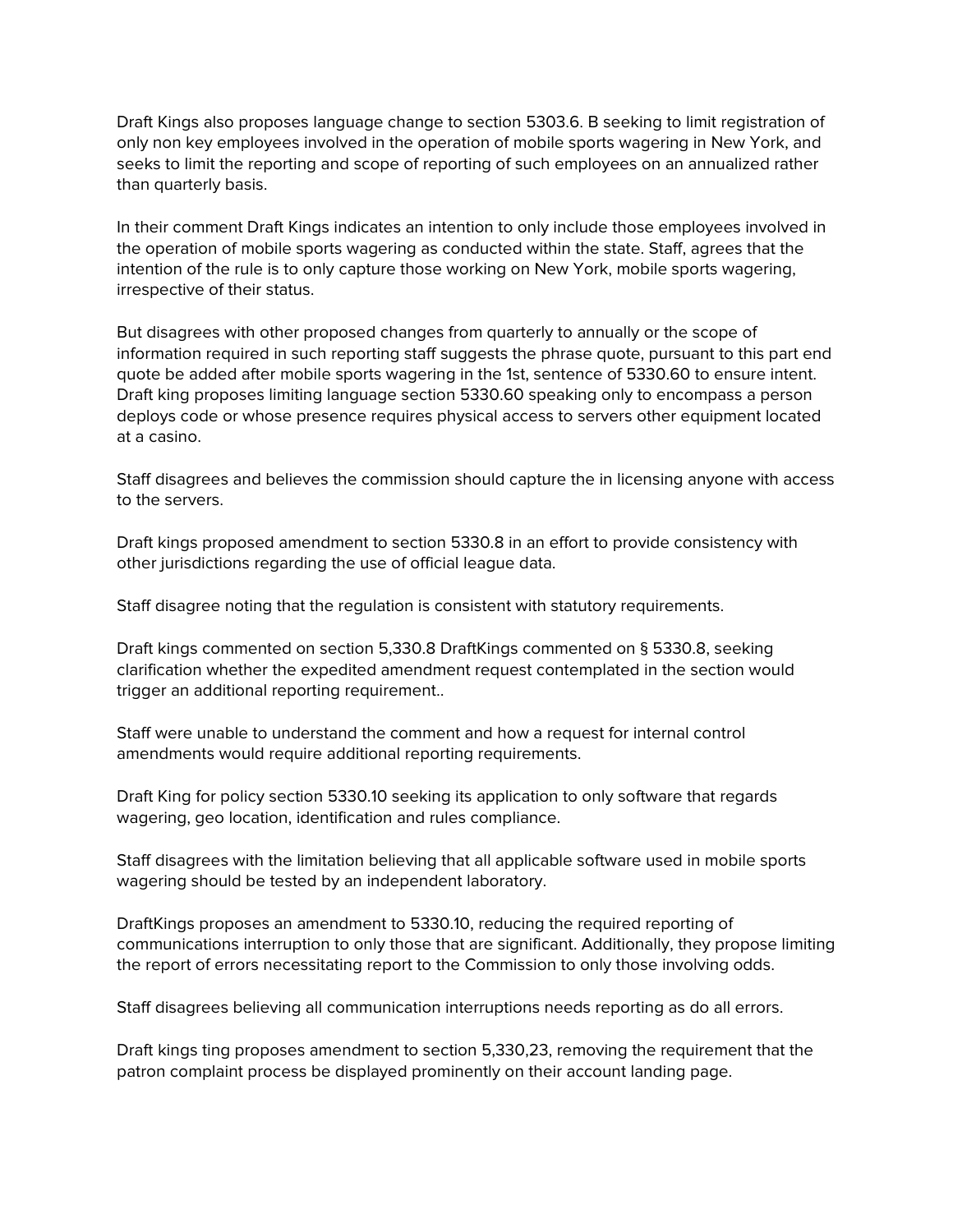Draft Kings also proposes language change to section 5303.6. B seeking to limit registration of only non key employees involved in the operation of mobile sports wagering in New York, and seeks to limit the reporting and scope of reporting of such employees on an annualized rather than quarterly basis.

In their comment Draft Kings indicates an intention to only include those employees involved in the operation of mobile sports wagering as conducted within the state. Staff, agrees that the intention of the rule is to only capture those working on New York, mobile sports wagering, irrespective of their status.

But disagrees with other proposed changes from quarterly to annually or the scope of information required in such reporting staff suggests the phrase quote, pursuant to this part end quote be added after mobile sports wagering in the 1st, sentence of 5330.60 to ensure intent. Draft king proposes limiting language section 5330.60 speaking only to encompass a person deploys code or whose presence requires physical access to servers other equipment located at a casino.

Staff disagrees and believes the commission should capture the in licensing anyone with access to the servers.

Draft kings proposed amendment to section 5330.8 in an effort to provide consistency with other jurisdictions regarding the use of official league data.

Staff disagree noting that the regulation is consistent with statutory requirements.

Draft kings commented on section 5,330.8 DraftKings commented on § 5330.8, seeking clarification whether the expedited amendment request contemplated in the section would trigger an additional reporting requirement..

Staff were unable to understand the comment and how a request for internal control amendments would require additional reporting requirements.

Draft King for policy section 5330.10 seeking its application to only software that regards wagering, geo location, identification and rules compliance.

Staff disagrees with the limitation believing that all applicable software used in mobile sports wagering should be tested by an independent laboratory.

DraftKings proposes an amendment to 5330.10, reducing the required reporting of communications interruption to only those that are significant. Additionally, they propose limiting the report of errors necessitating report to the Commission to only those involving odds.

Staff disagrees believing all communication interruptions needs reporting as do all errors.

Draft kings ting proposes amendment to section 5,330,23, removing the requirement that the patron complaint process be displayed prominently on their account landing page.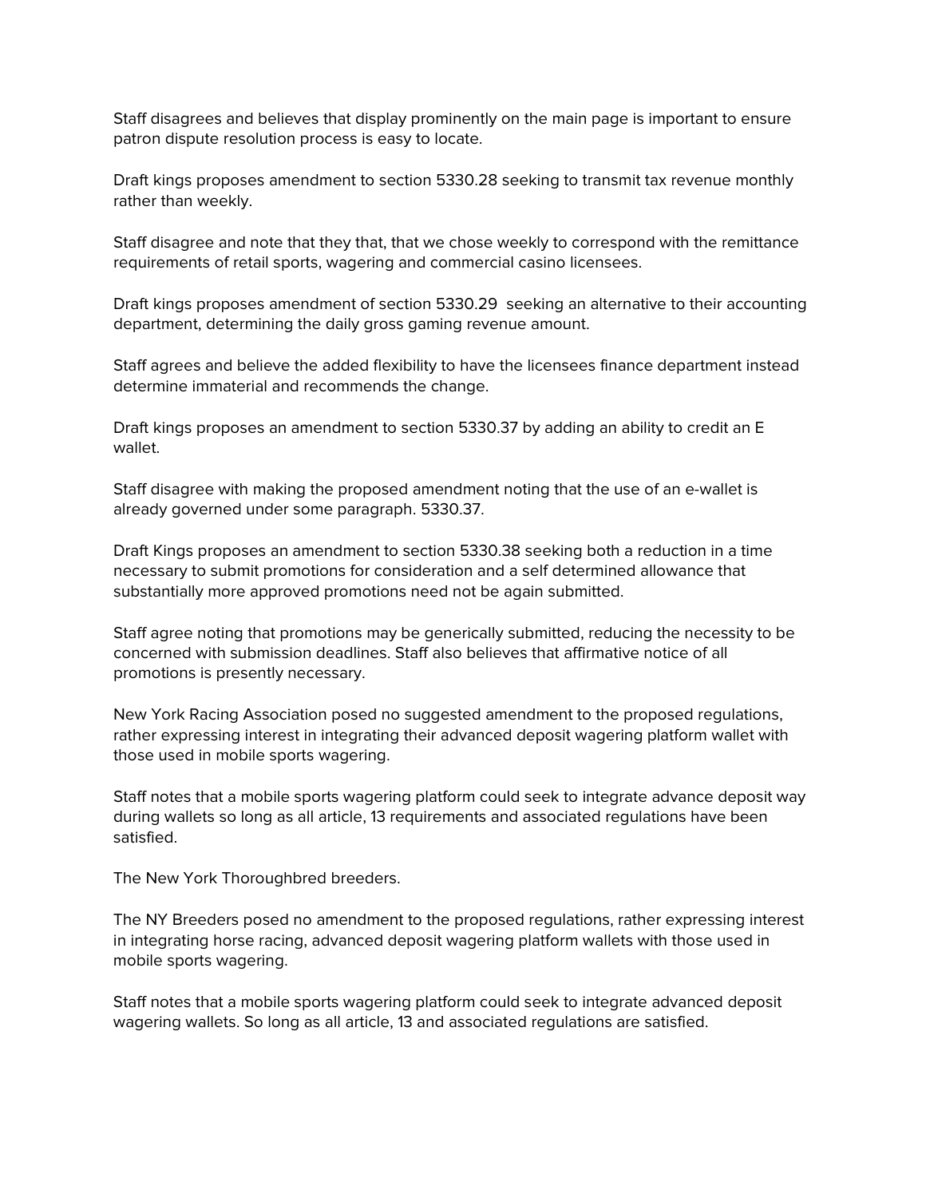Staff disagrees and believes that display prominently on the main page is important to ensure patron dispute resolution process is easy to locate.

Draft kings proposes amendment to section 5330.28 seeking to transmit tax revenue monthly rather than weekly.

Staff disagree and note that they that, that we chose weekly to correspond with the remittance requirements of retail sports, wagering and commercial casino licensees.

Draft kings proposes amendment of section 5330.29 seeking an alternative to their accounting department, determining the daily gross gaming revenue amount.

Staff agrees and believe the added flexibility to have the licensees finance department instead determine immaterial and recommends the change.

Draft kings proposes an amendment to section 5330.37 by adding an ability to credit an E wallet.

Staff disagree with making the proposed amendment noting that the use of an e-wallet is already governed under some paragraph. 5330.37.

Draft Kings proposes an amendment to section 5330.38 seeking both a reduction in a time necessary to submit promotions for consideration and a self determined allowance that substantially more approved promotions need not be again submitted.

Staff agree noting that promotions may be generically submitted, reducing the necessity to be concerned with submission deadlines. Staff also believes that affirmative notice of all promotions is presently necessary.

New York Racing Association posed no suggested amendment to the proposed regulations, rather expressing interest in integrating their advanced deposit wagering platform wallet with those used in mobile sports wagering.

Staff notes that a mobile sports wagering platform could seek to integrate advance deposit way during wallets so long as all article, 13 requirements and associated regulations have been satisfied.

The New York Thoroughbred breeders.

The NY Breeders posed no amendment to the proposed regulations, rather expressing interest in integrating horse racing, advanced deposit wagering platform wallets with those used in mobile sports wagering.

Staff notes that a mobile sports wagering platform could seek to integrate advanced deposit wagering wallets. So long as all article, 13 and associated regulations are satisfied.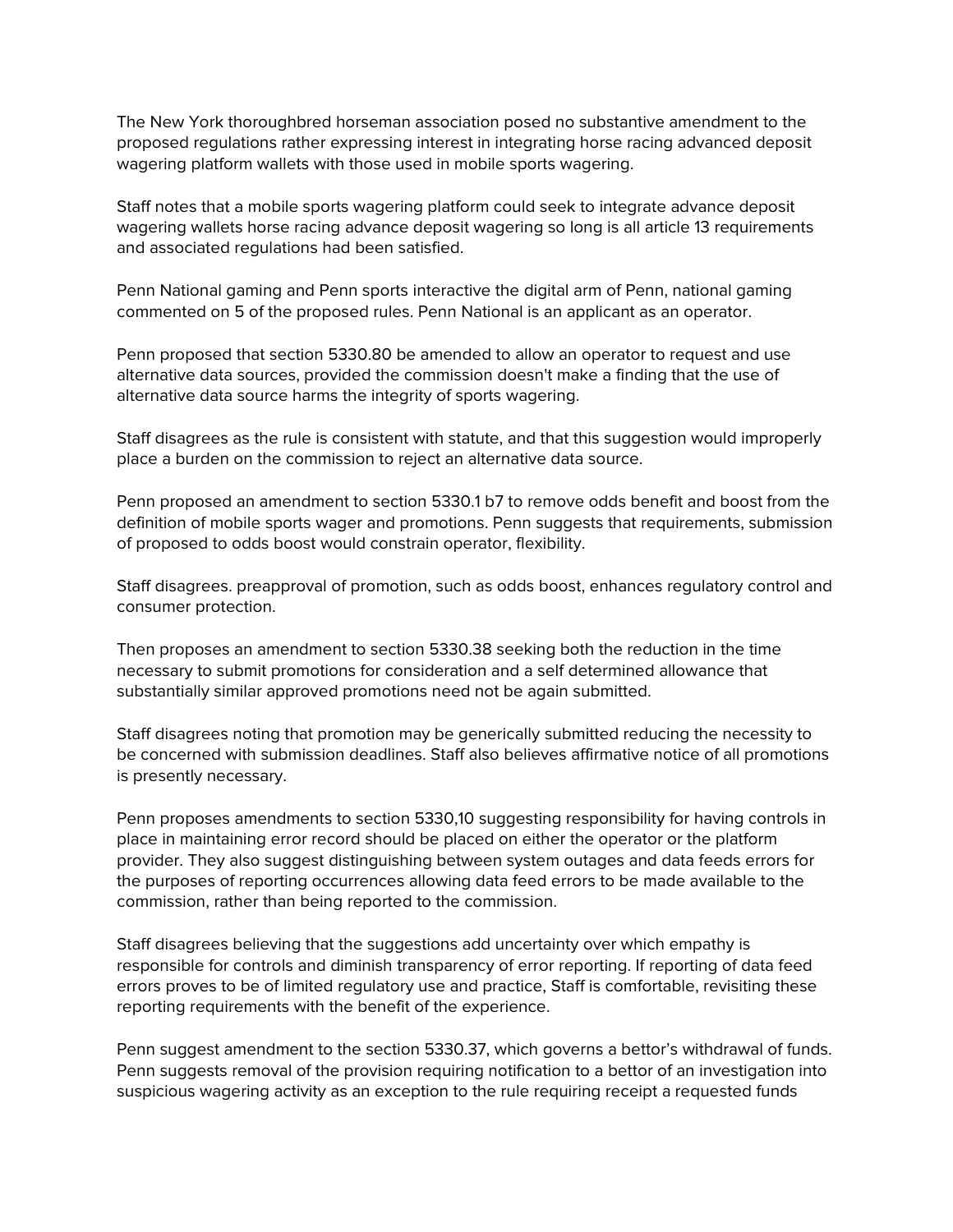The New York thoroughbred horseman association posed no substantive amendment to the proposed regulations rather expressing interest in integrating horse racing advanced deposit wagering platform wallets with those used in mobile sports wagering.

Staff notes that a mobile sports wagering platform could seek to integrate advance deposit wagering wallets horse racing advance deposit wagering so long is all article 13 requirements and associated regulations had been satisfied.

Penn National gaming and Penn sports interactive the digital arm of Penn, national gaming commented on 5 of the proposed rules. Penn National is an applicant as an operator.

Penn proposed that section 5330.80 be amended to allow an operator to request and use alternative data sources, provided the commission doesn't make a finding that the use of alternative data source harms the integrity of sports wagering.

Staff disagrees as the rule is consistent with statute, and that this suggestion would improperly place a burden on the commission to reject an alternative data source.

Penn proposed an amendment to section 5330.1 b7 to remove odds benefit and boost from the definition of mobile sports wager and promotions. Penn suggests that requirements, submission of proposed to odds boost would constrain operator, flexibility.

Staff disagrees. preapproval of promotion, such as odds boost, enhances regulatory control and consumer protection.

Then proposes an amendment to section 5330.38 seeking both the reduction in the time necessary to submit promotions for consideration and a self determined allowance that substantially similar approved promotions need not be again submitted.

Staff disagrees noting that promotion may be generically submitted reducing the necessity to be concerned with submission deadlines. Staff also believes affirmative notice of all promotions is presently necessary.

Penn proposes amendments to section 5330,10 suggesting responsibility for having controls in place in maintaining error record should be placed on either the operator or the platform provider. They also suggest distinguishing between system outages and data feeds errors for the purposes of reporting occurrences allowing data feed errors to be made available to the commission, rather than being reported to the commission.

Staff disagrees believing that the suggestions add uncertainty over which empathy is responsible for controls and diminish transparency of error reporting. If reporting of data feed errors proves to be of limited regulatory use and practice, Staff is comfortable, revisiting these reporting requirements with the benefit of the experience.

Penn suggest amendment to the section 5330.37, which governs a bettor's withdrawal of funds. Penn suggests removal of the provision requiring notification to a bettor of an investigation into suspicious wagering activity as an exception to the rule requiring receipt a requested funds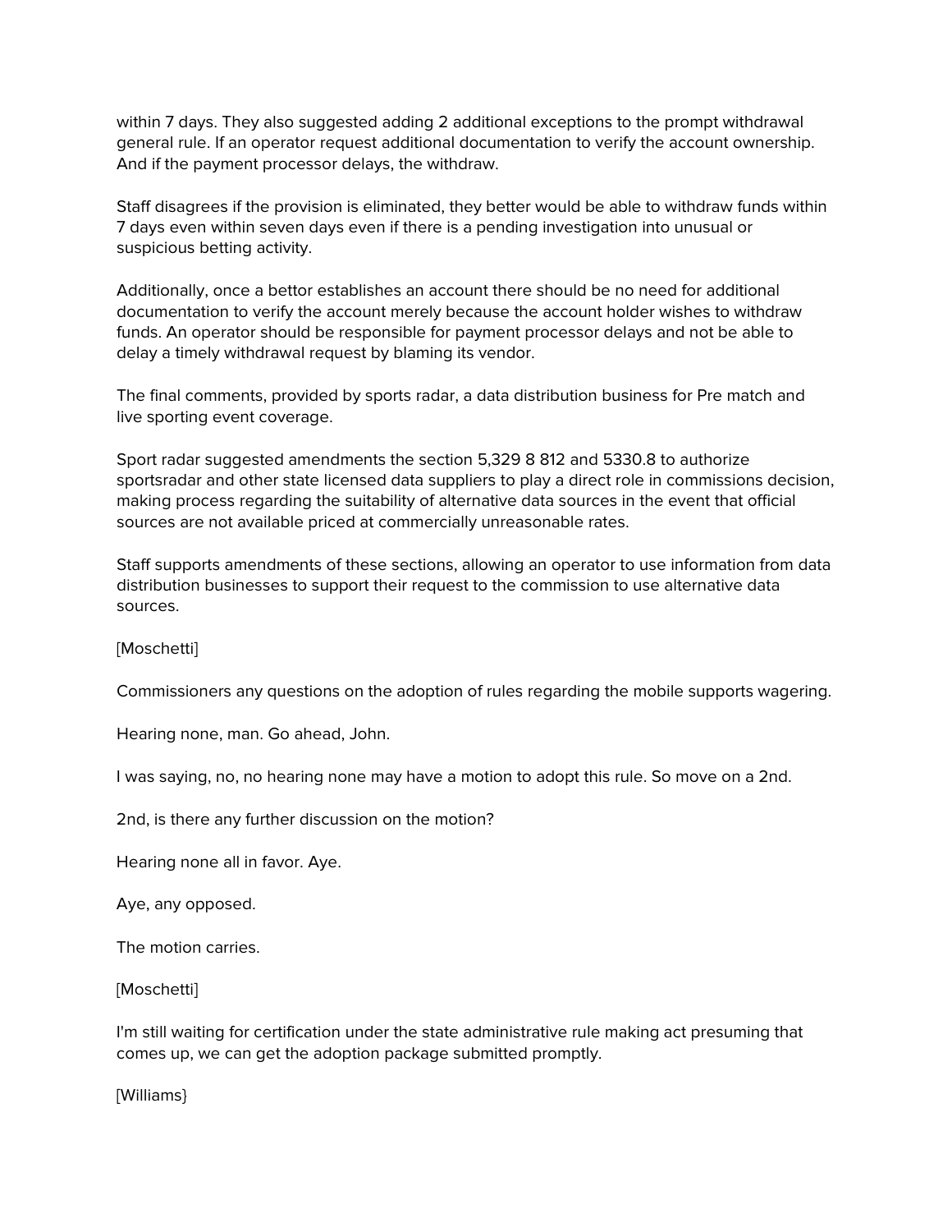within 7 days. They also suggested adding 2 additional exceptions to the prompt withdrawal general rule. If an operator request additional documentation to verify the account ownership. And if the payment processor delays, the withdraw.

Staff disagrees if the provision is eliminated, they better would be able to withdraw funds within 7 days even within seven days even if there is a pending investigation into unusual or suspicious betting activity.

Additionally, once a bettor establishes an account there should be no need for additional documentation to verify the account merely because the account holder wishes to withdraw funds. An operator should be responsible for payment processor delays and not be able to delay a timely withdrawal request by blaming its vendor.

The final comments, provided by sports radar, a data distribution business for Pre match and live sporting event coverage.

Sport radar suggested amendments the section 5,329 8 812 and 5330.8 to authorize sportsradar and other state licensed data suppliers to play a direct role in commissions decision, making process regarding the suitability of alternative data sources in the event that official sources are not available priced at commercially unreasonable rates.

Staff supports amendments of these sections, allowing an operator to use information from data distribution businesses to support their request to the commission to use alternative data sources.

[Moschetti]

Commissioners any questions on the adoption of rules regarding the mobile supports wagering.

Hearing none, man. Go ahead, John.

I was saying, no, no hearing none may have a motion to adopt this rule. So move on a 2nd.

2nd, is there any further discussion on the motion?

Hearing none all in favor. Aye.

Aye, any opposed.

The motion carries.

[Moschetti]

I'm still waiting for certification under the state administrative rule making act presuming that comes up, we can get the adoption package submitted promptly.

[Williams}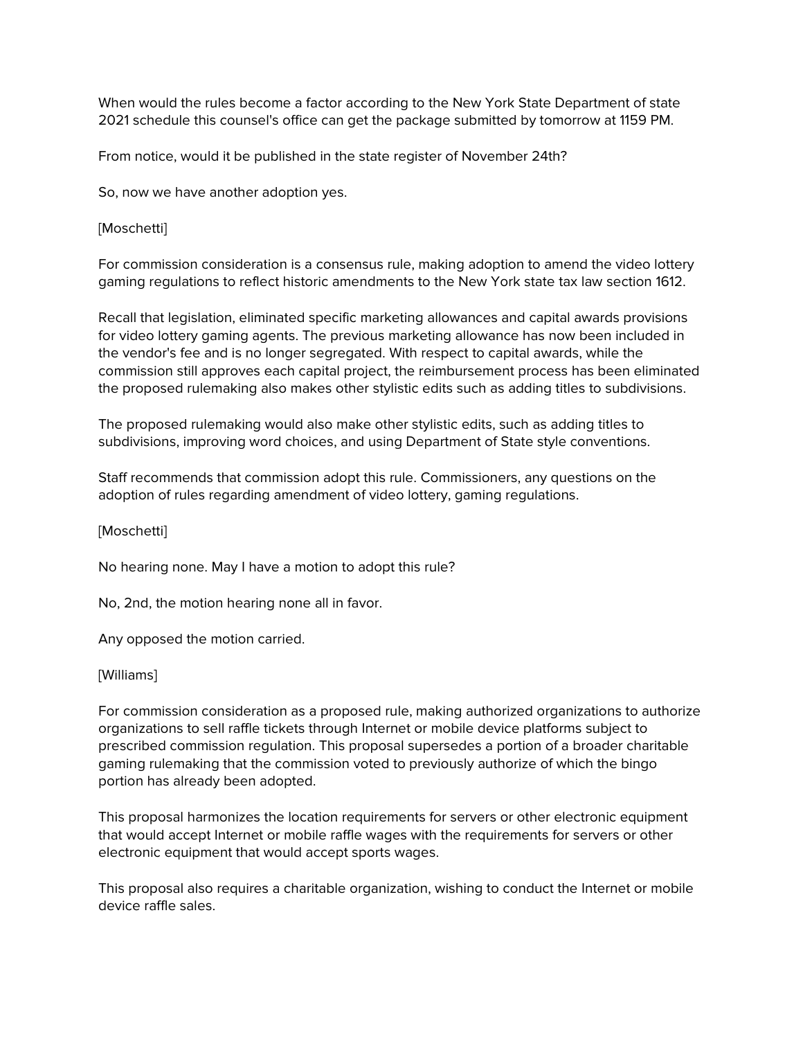When would the rules become a factor according to the New York State Department of state 2021 schedule this counsel's office can get the package submitted by tomorrow at 1159 PM.

From notice, would it be published in the state register of November 24th?

So, now we have another adoption yes.

[Moschetti]

For commission consideration is a consensus rule, making adoption to amend the video lottery gaming regulations to reflect historic amendments to the New York state tax law section 1612.

Recall that legislation, eliminated specific marketing allowances and capital awards provisions for video lottery gaming agents. The previous marketing allowance has now been included in the vendor's fee and is no longer segregated. With respect to capital awards, while the commission still approves each capital project, the reimbursement process has been eliminated the proposed rulemaking also makes other stylistic edits such as adding titles to subdivisions.

The proposed rulemaking would also make other stylistic edits, such as adding titles to subdivisions, improving word choices, and using Department of State style conventions.

Staff recommends that commission adopt this rule. Commissioners, any questions on the adoption of rules regarding amendment of video lottery, gaming regulations.

[Moschetti]

No hearing none. May I have a motion to adopt this rule?

No, 2nd, the motion hearing none all in favor.

Any opposed the motion carried.

[Williams]

For commission consideration as a proposed rule, making authorized organizations to authorize organizations to sell raffle tickets through Internet or mobile device platforms subject to prescribed commission regulation. This proposal supersedes a portion of a broader charitable gaming rulemaking that the commission voted to previously authorize of which the bingo portion has already been adopted.

This proposal harmonizes the location requirements for servers or other electronic equipment that would accept Internet or mobile raffle wages with the requirements for servers or other electronic equipment that would accept sports wages.

This proposal also requires a charitable organization, wishing to conduct the Internet or mobile device raffle sales.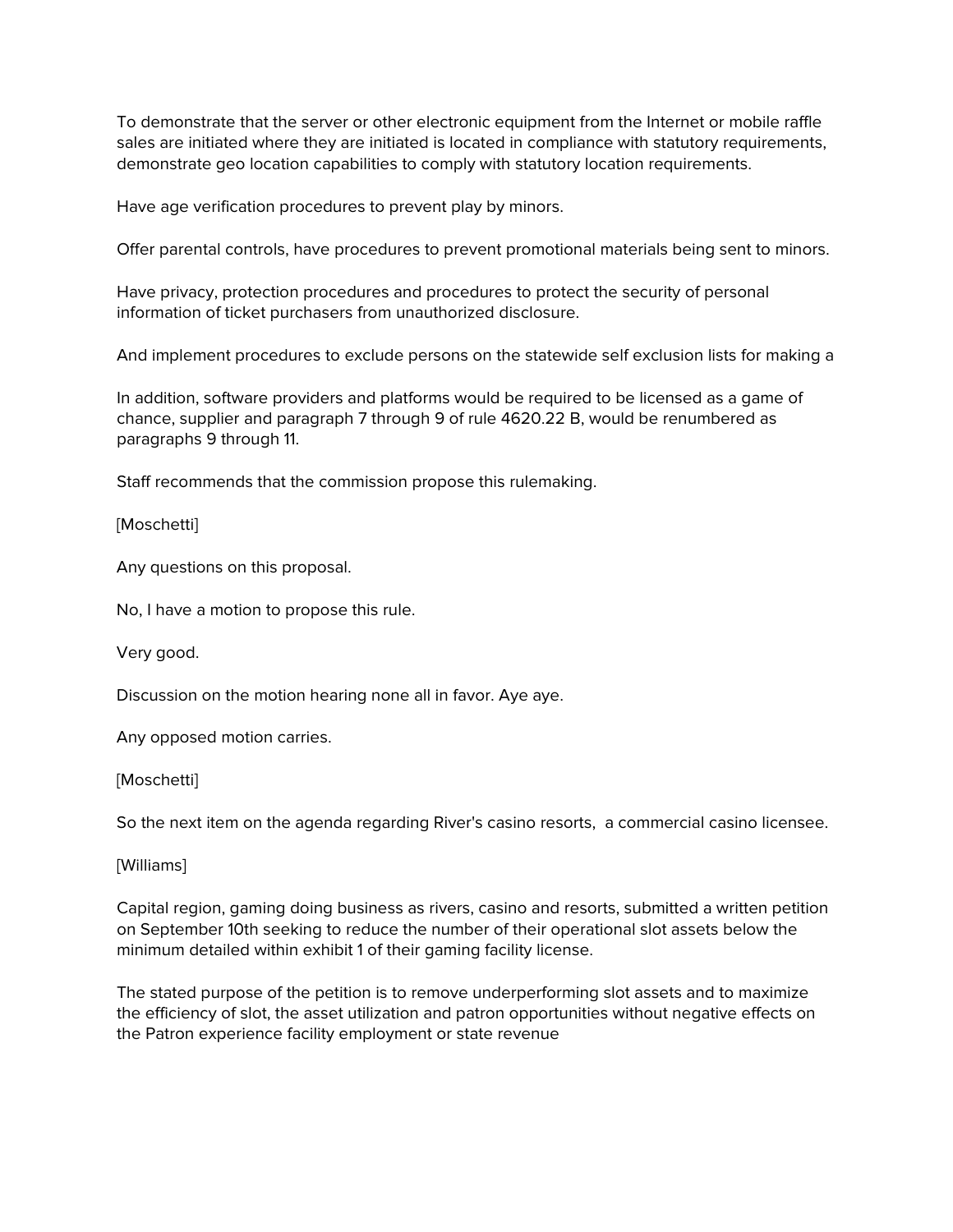To demonstrate that the server or other electronic equipment from the Internet or mobile raffle sales are initiated where they are initiated is located in compliance with statutory requirements, demonstrate geo location capabilities to comply with statutory location requirements.

Have age verification procedures to prevent play by minors.

Offer parental controls, have procedures to prevent promotional materials being sent to minors.

Have privacy, protection procedures and procedures to protect the security of personal information of ticket purchasers from unauthorized disclosure.

And implement procedures to exclude persons on the statewide self exclusion lists for making a

In addition, software providers and platforms would be required to be licensed as a game of chance, supplier and paragraph 7 through 9 of rule 4620.22 B, would be renumbered as paragraphs 9 through 11.

Staff recommends that the commission propose this rulemaking.

[Moschetti]

Any questions on this proposal.

No, I have a motion to propose this rule.

Very good.

Discussion on the motion hearing none all in favor. Aye aye.

Any opposed motion carries.

[Moschetti]

So the next item on the agenda regarding River's casino resorts,  a commercial casino licensee.

[Williams]

Capital region, gaming doing business as rivers, casino and resorts, submitted a written petition on September 10th seeking to reduce the number of their operational slot assets below the minimum detailed within exhibit 1 of their gaming facility license.

The stated purpose of the petition is to remove underperforming slot assets and to maximize the efficiency of slot, the asset utilization and patron opportunities without negative effects on the Patron experience facility employment or state revenue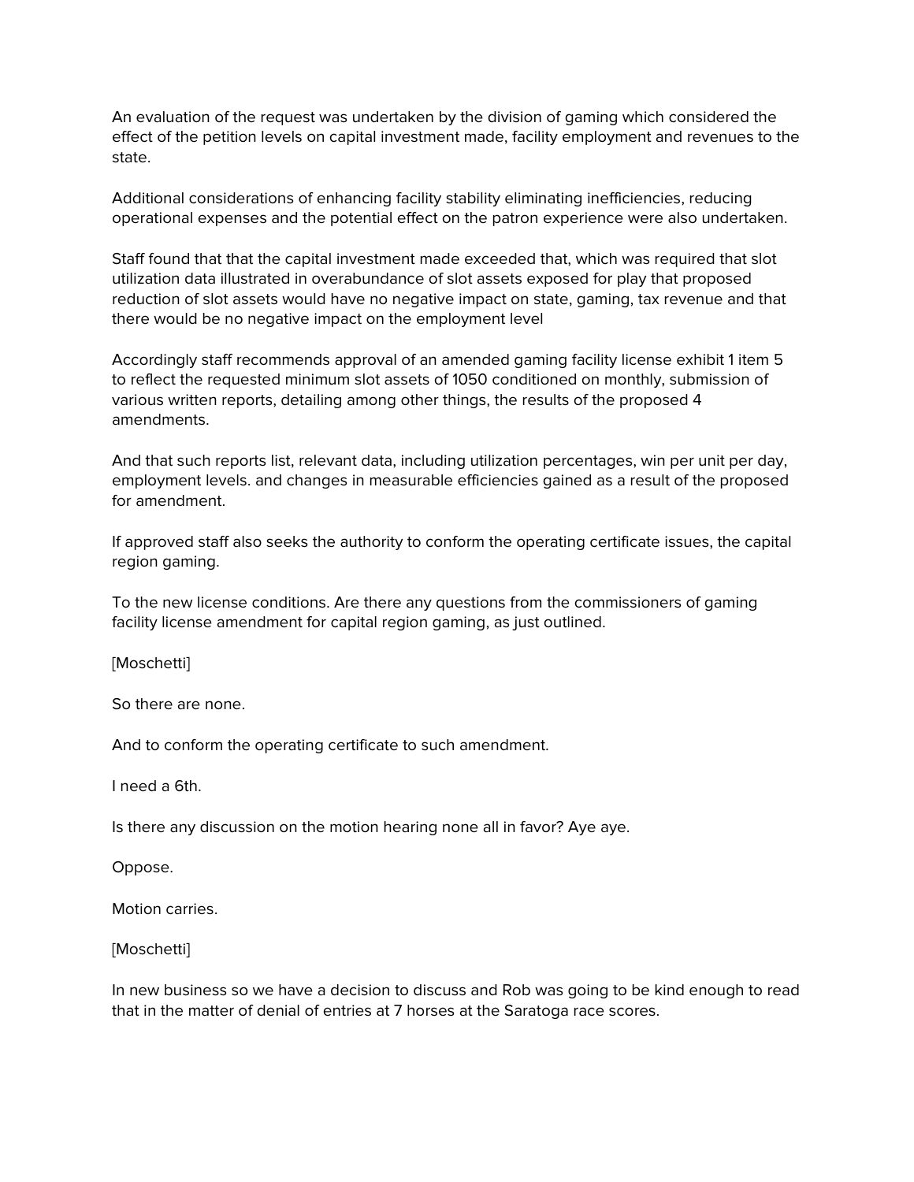An evaluation of the request was undertaken by the division of gaming which considered the effect of the petition levels on capital investment made, facility employment and revenues to the state.

Additional considerations of enhancing facility stability eliminating inefficiencies, reducing operational expenses and the potential effect on the patron experience were also undertaken.

Staff found that that the capital investment made exceeded that, which was required that slot utilization data illustrated in overabundance of slot assets exposed for play that proposed reduction of slot assets would have no negative impact on state, gaming, tax revenue and that there would be no negative impact on the employment level

Accordingly staff recommends approval of an amended gaming facility license exhibit 1 item 5 to reflect the requested minimum slot assets of 1050 conditioned on monthly, submission of various written reports, detailing among other things, the results of the proposed 4 amendments.

And that such reports list, relevant data, including utilization percentages, win per unit per day, employment levels. and changes in measurable efficiencies gained as a result of the proposed for amendment.

If approved staff also seeks the authority to conform the operating certificate issues, the capital region gaming.

To the new license conditions. Are there any questions from the commissioners of gaming facility license amendment for capital region gaming, as just outlined.

[Moschetti]

So there are none.

And to conform the operating certificate to such amendment.

I need a 6th.

Is there any discussion on the motion hearing none all in favor? Aye aye.

Oppose.

Motion carries.

[Moschetti]

In new business so we have a decision to discuss and Rob was going to be kind enough to read that in the matter of denial of entries at 7 horses at the Saratoga race scores.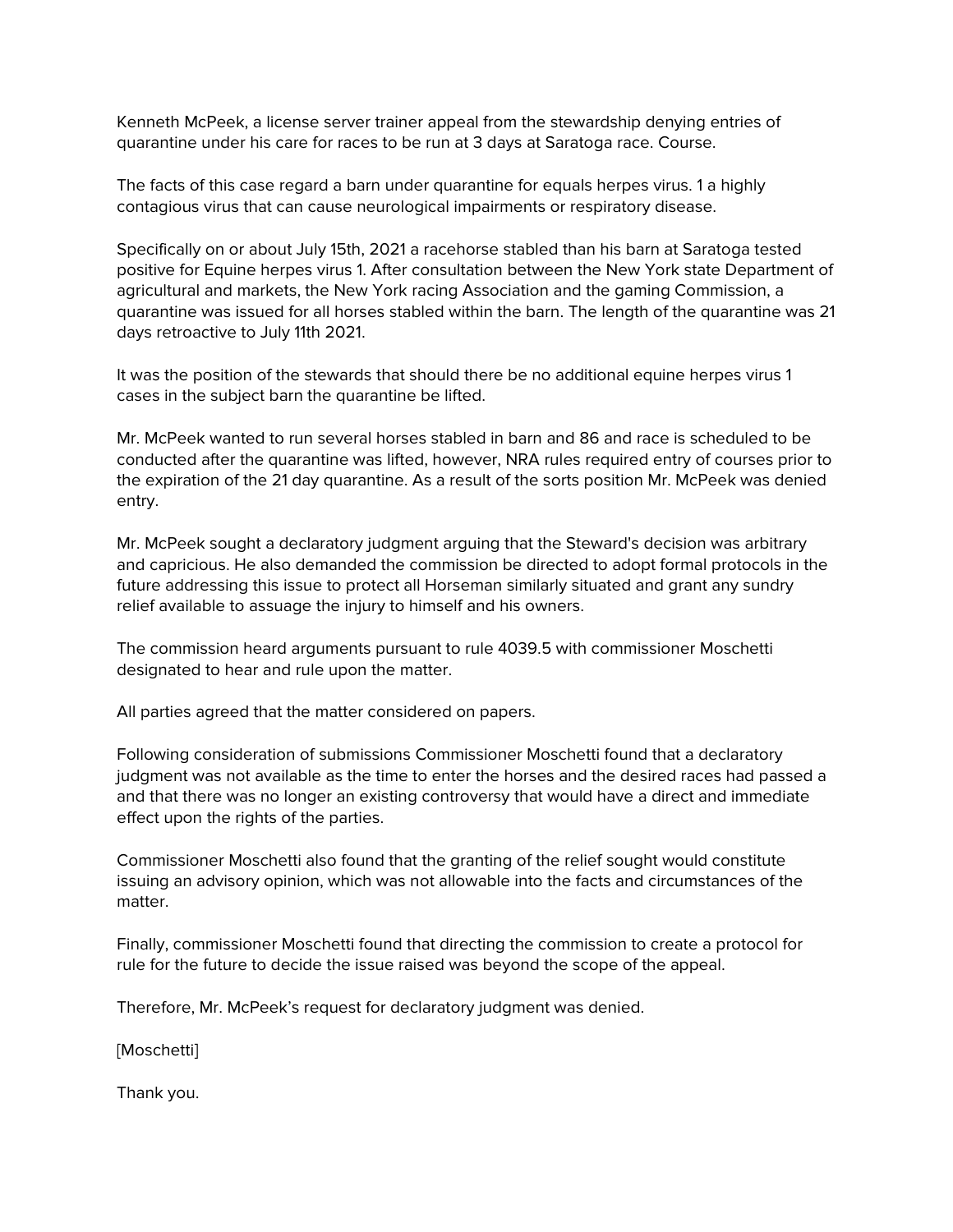Kenneth McPeek, a license server trainer appeal from the stewardship denying entries of quarantine under his care for races to be run at 3 days at Saratoga race. Course.

The facts of this case regard a barn under quarantine for equals herpes virus. 1 a highly contagious virus that can cause neurological impairments or respiratory disease.

Specifically on or about July 15th, 2021 a racehorse stabled than his barn at Saratoga tested positive for Equine herpes virus 1. After consultation between the New York state Department of agricultural and markets, the New York racing Association and the gaming Commission, a quarantine was issued for all horses stabled within the barn. The length of the quarantine was 21 days retroactive to July 11th 2021.

It was the position of the stewards that should there be no additional equine herpes virus 1 cases in the subject barn the quarantine be lifted.

Mr. McPeek wanted to run several horses stabled in barn and 86 and race is scheduled to be conducted after the quarantine was lifted, however, NRA rules required entry of courses prior to the expiration of the 21 day quarantine. As a result of the sorts position Mr. McPeek was denied entry.

Mr. McPeek sought a declaratory judgment arguing that the Steward's decision was arbitrary and capricious. He also demanded the commission be directed to adopt formal protocols in the future addressing this issue to protect all Horseman similarly situated and grant any sundry relief available to assuage the injury to himself and his owners.

The commission heard arguments pursuant to rule 4039.5 with commissioner Moschetti designated to hear and rule upon the matter.

All parties agreed that the matter considered on papers.

Following consideration of submissions Commissioner Moschetti found that a declaratory judgment was not available as the time to enter the horses and the desired races had passed a and that there was no longer an existing controversy that would have a direct and immediate effect upon the rights of the parties.

Commissioner Moschetti also found that the granting of the relief sought would constitute issuing an advisory opinion, which was not allowable into the facts and circumstances of the matter.

Finally, commissioner Moschetti found that directing the commission to create a protocol for rule for the future to decide the issue raised was beyond the scope of the appeal.

Therefore, Mr. McPeek's request for declaratory judgment was denied.

[Moschetti]

Thank you.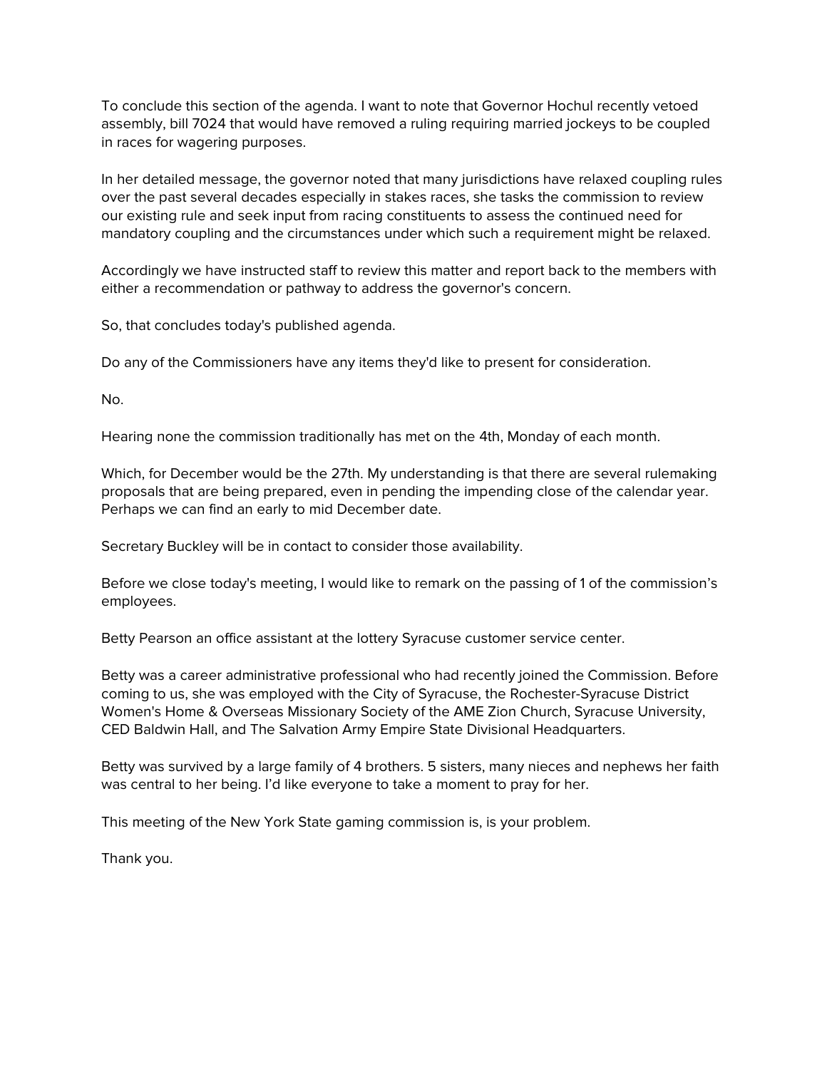To conclude this section of the agenda. I want to note that Governor Hochul recently vetoed assembly, bill 7024 that would have removed a ruling requiring married jockeys to be coupled in races for wagering purposes.

In her detailed message, the governor noted that many jurisdictions have relaxed coupling rules over the past several decades especially in stakes races, she tasks the commission to review our existing rule and seek input from racing constituents to assess the continued need for mandatory coupling and the circumstances under which such a requirement might be relaxed.

Accordingly we have instructed staff to review this matter and report back to the members with either a recommendation or pathway to address the governor's concern.

So, that concludes today's published agenda.

Do any of the Commissioners have any items they'd like to present for consideration.

No.

Hearing none the commission traditionally has met on the 4th, Monday of each month.

Which, for December would be the 27th. My understanding is that there are several rulemaking proposals that are being prepared, even in pending the impending close of the calendar year. Perhaps we can find an early to mid December date.

Secretary Buckley will be in contact to consider those availability.

Before we close today's meeting, I would like to remark on the passing of 1 of the commission's employees.

Betty Pearson an office assistant at the lottery Syracuse customer service center.

Betty was a career administrative professional who had recently joined the Commission. Before coming to us, she was employed with the City of Syracuse, the Rochester-Syracuse District Women's Home & Overseas Missionary Society of the AME Zion Church, Syracuse University, CED Baldwin Hall, and The Salvation Army Empire State Divisional Headquarters.

Betty was survived by a large family of 4 brothers. 5 sisters, many nieces and nephews her faith was central to her being. I'd like everyone to take a moment to pray for her.

This meeting of the New York State gaming commission is, is your problem.

Thank you.